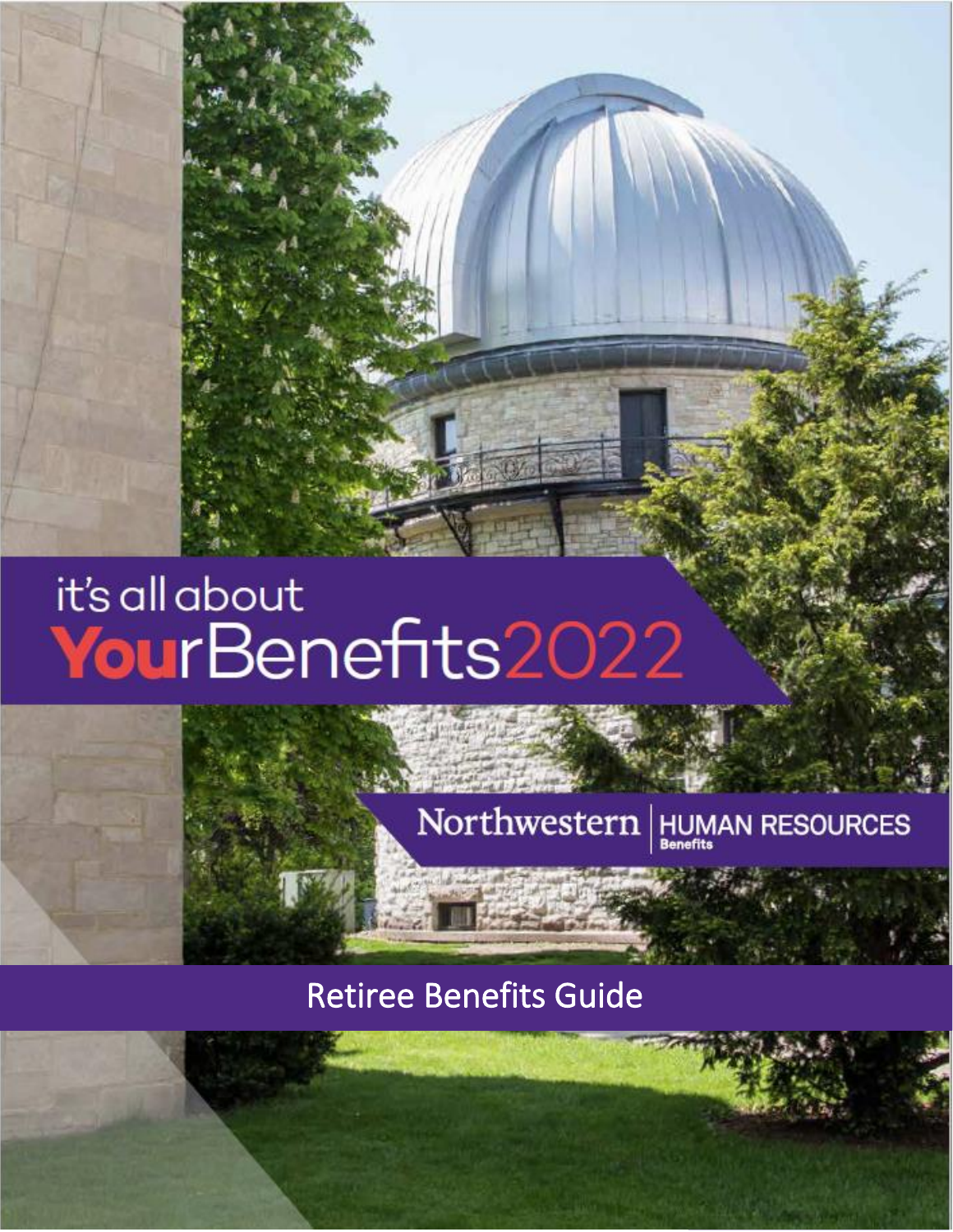it's all about

# YourBenefits2022

Northwestern | HUMAN RESOURCES Benefits

## Retiree Benefits Guide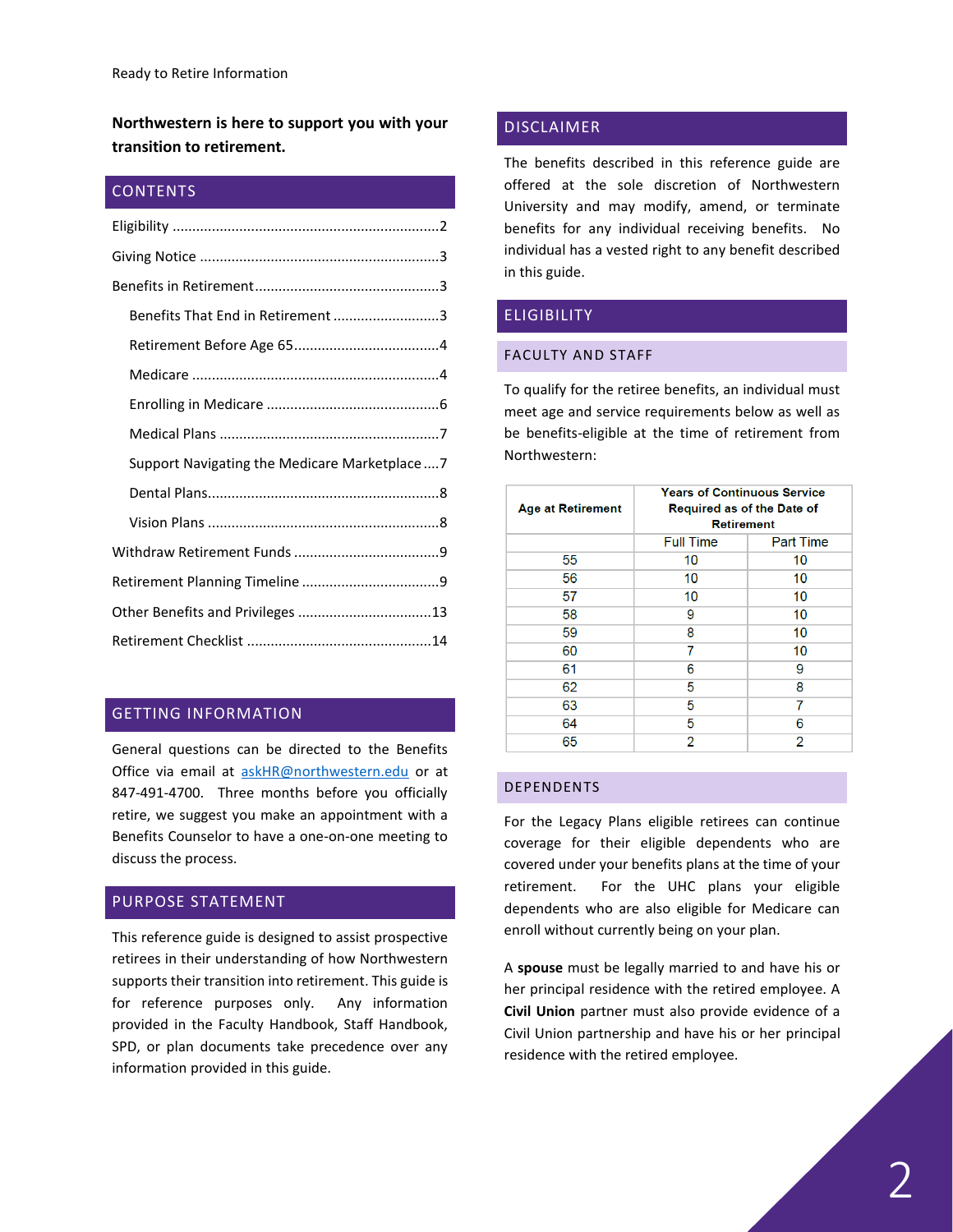Ready to Retire Information

**Northwestern is here to support you with your transition to retirement.**

## CONTENTS

Eligibility ....................................................................2

Giving Notice .............................................................3

Benefits in Retirement...............................................3

- Benefits That End in Retirement ...........................3
- Retirement Before Age 65.....................................4
- Medicare ...............................................................4
- Enrolling in Medicare ............................................6
- Medical Plans ........................................................7
- Support Navigating the Medicare Marketplace ....7
- Dental Plans...........................................................8
- Vision Plans ...........................................................8

Withdraw Retirement Funds .....................................9

Retirement Planning Timeline ...................................9

Other Benefits and Privileges ..................................13

Retirement Checklist ...............................................14

## GETTING INFORMATION

General questions can be directed to the Benefits Office via email at askHR@northwestern.edu or at 847-491-4700. Three months before you officially retire, we suggest you make an appointment with a Benefits Counselor to have a one-on-one meeting to discuss the process.

## PURPOSE STATEMENT

This reference guide is designed to assist prospective retirees in their understanding of how Northwestern supports their transition into retirement. This guide is for reference purposes only. Any information provided in the Faculty Handbook, Staff Handbook, SPD, or plan documents take precedence over any information provided in this guide.

## DISCLAIMER

The benefits described in this reference guide are offered at the sole discretion of Northwestern University and may modify, amend, or terminate benefits for any individual receiving benefits. No individual has a vested right to any benefit described in this guide.

## ELIGIBILITY

### FACULTY AND STAFF

To qualify for the retiree benefits, an individual must meet age and service requirements below as well as be benefits-eligible at the time of retirement from Northwestern:

| Age at Retirement | Years of Continuous Service Required as of the Date of Retirement | |
|---|---|---|
| | Full Time | Part Time |
| 55 | 10 | 10 |
| 56 | 10 | 10 |
| 57 | 10 | 10 |
| 58 | 9 | 10 |
| 59 | 8 | 10 |
| 60 | 7 | 10 |
| 61 | 6 | 9 |
| 62 | 5 | 8 |
| 63 | 5 | 7 |
| 64 | 5 | 6 |
| 65 | 2 | 2 |

### DEPENDENTS

For the Legacy Plans eligible retirees can continue coverage for their eligible dependents who are covered under your benefits plans at the time of your retirement. For the UHC plans your eligible dependents who are also eligible for Medicare can enroll without currently being on your plan.

A **spouse** must be legally married to and have his or her principal residence with the retired employee. A **Civil Union** partner must also provide evidence of a Civil Union partnership and have his or her principal residence with the retired employee.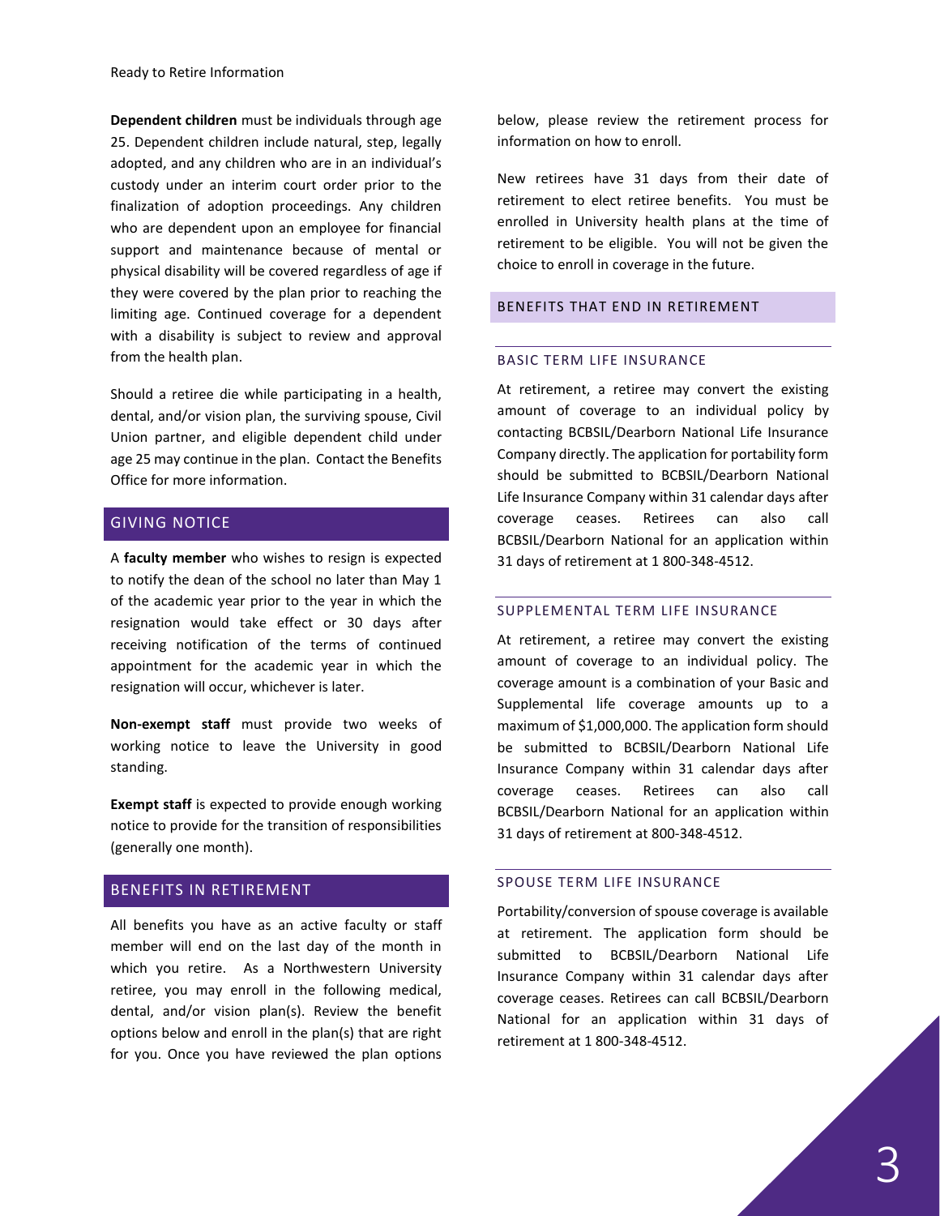**Dependent children** must be individuals through age 25. Dependent children include natural, step, legally adopted, and any children who are in an individual's custody under an interim court order prior to the finalization of adoption proceedings. Any children who are dependent upon an employee for financial support and maintenance because of mental or physical disability will be covered regardless of age if they were covered by the plan prior to reaching the limiting age. Continued coverage for a dependent with a disability is subject to review and approval from the health plan.

Should a retiree die while participating in a health, dental, and/or vision plan, the surviving spouse, Civil Union partner, and eligible dependent child under age 25 may continue in the plan. Contact the Benefits Office for more information.

## GIVING NOTICE

A **faculty member** who wishes to resign is expected to notify the dean of the school no later than May 1 of the academic year prior to the year in which the resignation would take effect or 30 days after receiving notification of the terms of continued appointment for the academic year in which the resignation will occur, whichever is later.

**Non-exempt staff** must provide two weeks of working notice to leave the University in good standing.

**Exempt staff** is expected to provide enough working notice to provide for the transition of responsibilities (generally one month).

## BENEFITS IN RETIREMENT

All benefits you have as an active faculty or staff member will end on the last day of the month in which you retire. As a Northwestern University retiree, you may enroll in the following medical, dental, and/or vision plan(s). Review the benefit options below and enroll in the plan(s) that are right for you. Once you have reviewed the plan options below, please review the retirement process for information on how to enroll.

New retirees have 31 days from their date of retirement to elect retiree benefits. You must be enrolled in University health plans at the time of retirement to be eligible. You will not be given the choice to enroll in coverage in the future.

## BENEFITS THAT END IN RETIREMENT

### BASIC TERM LIFE INSURANCE

At retirement, a retiree may convert the existing amount of coverage to an individual policy by contacting BCBSIL/Dearborn National Life Insurance Company directly. The application for portability form should be submitted to BCBSIL/Dearborn National Life Insurance Company within 31 calendar days after coverage ceases. Retirees can also call BCBSIL/Dearborn National for an application within 31 days of retirement at 1 800-348-4512.

### SUPPLEMENTAL TERM LIFE INSURANCE

At retirement, a retiree may convert the existing amount of coverage to an individual policy. The coverage amount is a combination of your Basic and Supplemental life coverage amounts up to a maximum of $1,000,000. The application form should be submitted to BCBSIL/Dearborn National Life Insurance Company within 31 calendar days after coverage ceases. Retirees can also call BCBSIL/Dearborn National for an application within 31 days of retirement at 800-348-4512.

### SPOUSE TERM LIFE INSURANCE

Portability/conversion of spouse coverage is available at retirement. The application form should be submitted to BCBSIL/Dearborn National Life Insurance Company within 31 calendar days after coverage ceases. Retirees can call BCBSIL/Dearborn National for an application within 31 days of retirement at 1 800-348-4512.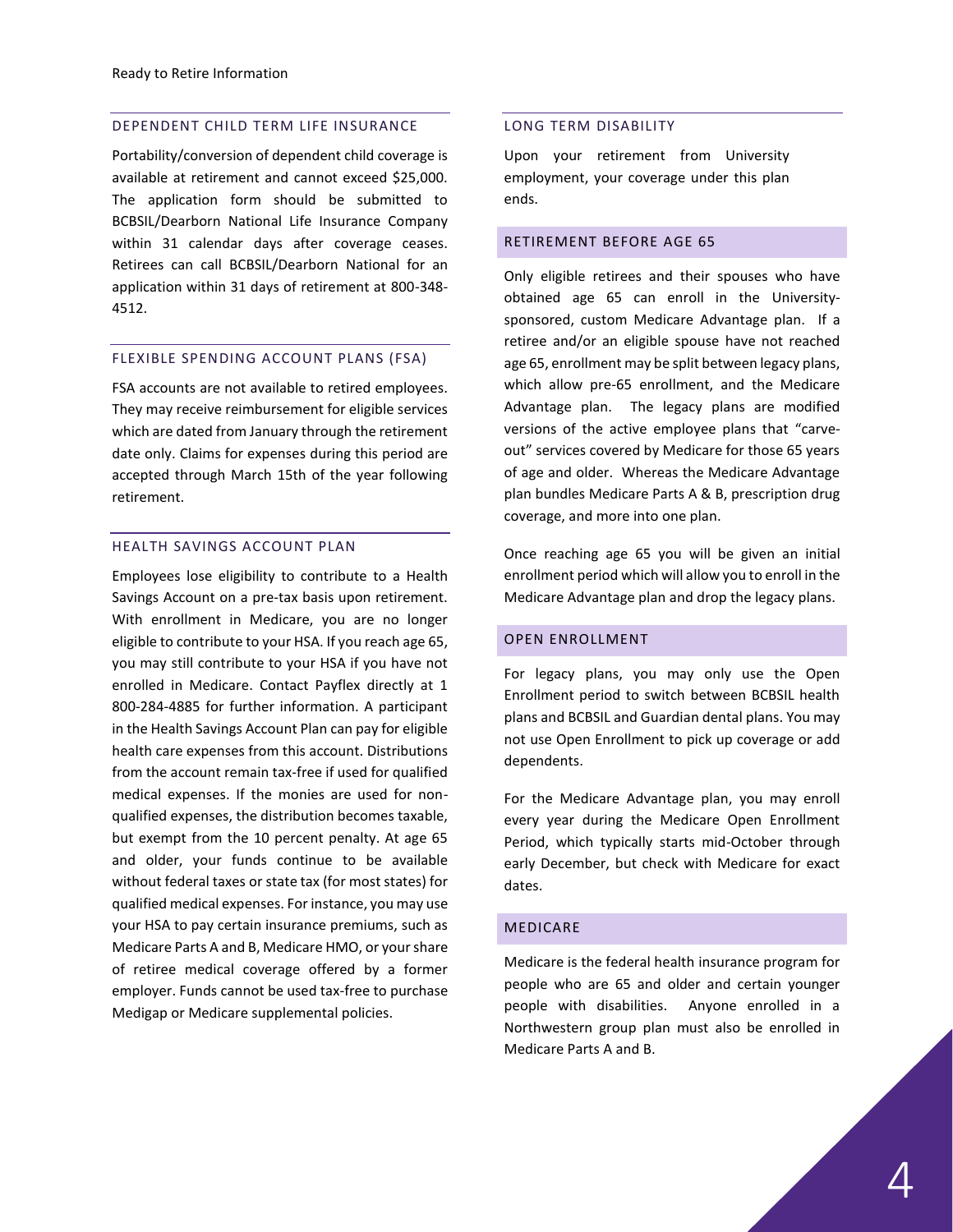## DEPENDENT CHILD TERM LIFE INSURANCE

Portability/conversion of dependent child coverage is available at retirement and cannot exceed $25,000. The application form should be submitted to BCBSIL/Dearborn National Life Insurance Company within 31 calendar days after coverage ceases. Retirees can call BCBSIL/Dearborn National for an application within 31 days of retirement at 800-348-4512.

## FLEXIBLE SPENDING ACCOUNT PLANS (FSA)

FSA accounts are not available to retired employees. They may receive reimbursement for eligible services which are dated from January through the retirement date only. Claims for expenses during this period are accepted through March 15th of the year following retirement.

## HEALTH SAVINGS ACCOUNT PLAN

Employees lose eligibility to contribute to a Health Savings Account on a pre-tax basis upon retirement. With enrollment in Medicare, you are no longer eligible to contribute to your HSA. If you reach age 65, you may still contribute to your HSA if you have not enrolled in Medicare. Contact Payflex directly at 1 800-284-4885 for further information. A participant in the Health Savings Account Plan can pay for eligible health care expenses from this account. Distributions from the account remain tax-free if used for qualified medical expenses. If the monies are used for non-qualified expenses, the distribution becomes taxable, but exempt from the 10 percent penalty. At age 65 and older, your funds continue to be available without federal taxes or state tax (for most states) for qualified medical expenses. For instance, you may use your HSA to pay certain insurance premiums, such as Medicare Parts A and B, Medicare HMO, or your share of retiree medical coverage offered by a former employer. Funds cannot be used tax-free to purchase Medigap or Medicare supplemental policies.

## LONG TERM DISABILITY

Upon your retirement from University employment, your coverage under this plan ends.

## RETIREMENT BEFORE AGE 65

Only eligible retirees and their spouses who have obtained age 65 can enroll in the University-sponsored, custom Medicare Advantage plan. If a retiree and/or an eligible spouse have not reached age 65, enrollment may be split between legacy plans, which allow pre-65 enrollment, and the Medicare Advantage plan. The legacy plans are modified versions of the active employee plans that "carve-out" services covered by Medicare for those 65 years of age and older. Whereas the Medicare Advantage plan bundles Medicare Parts A & B, prescription drug coverage, and more into one plan.

Once reaching age 65 you will be given an initial enrollment period which will allow you to enroll in the Medicare Advantage plan and drop the legacy plans.

## OPEN ENROLLMENT

For legacy plans, you may only use the Open Enrollment period to switch between BCBSIL health plans and BCBSIL and Guardian dental plans. You may not use Open Enrollment to pick up coverage or add dependents.

For the Medicare Advantage plan, you may enroll every year during the Medicare Open Enrollment Period, which typically starts mid-October through early December, but check with Medicare for exact dates.

## MEDICARE

Medicare is the federal health insurance program for people who are 65 and older and certain younger people with disabilities. Anyone enrolled in a Northwestern group plan must also be enrolled in Medicare Parts A and B.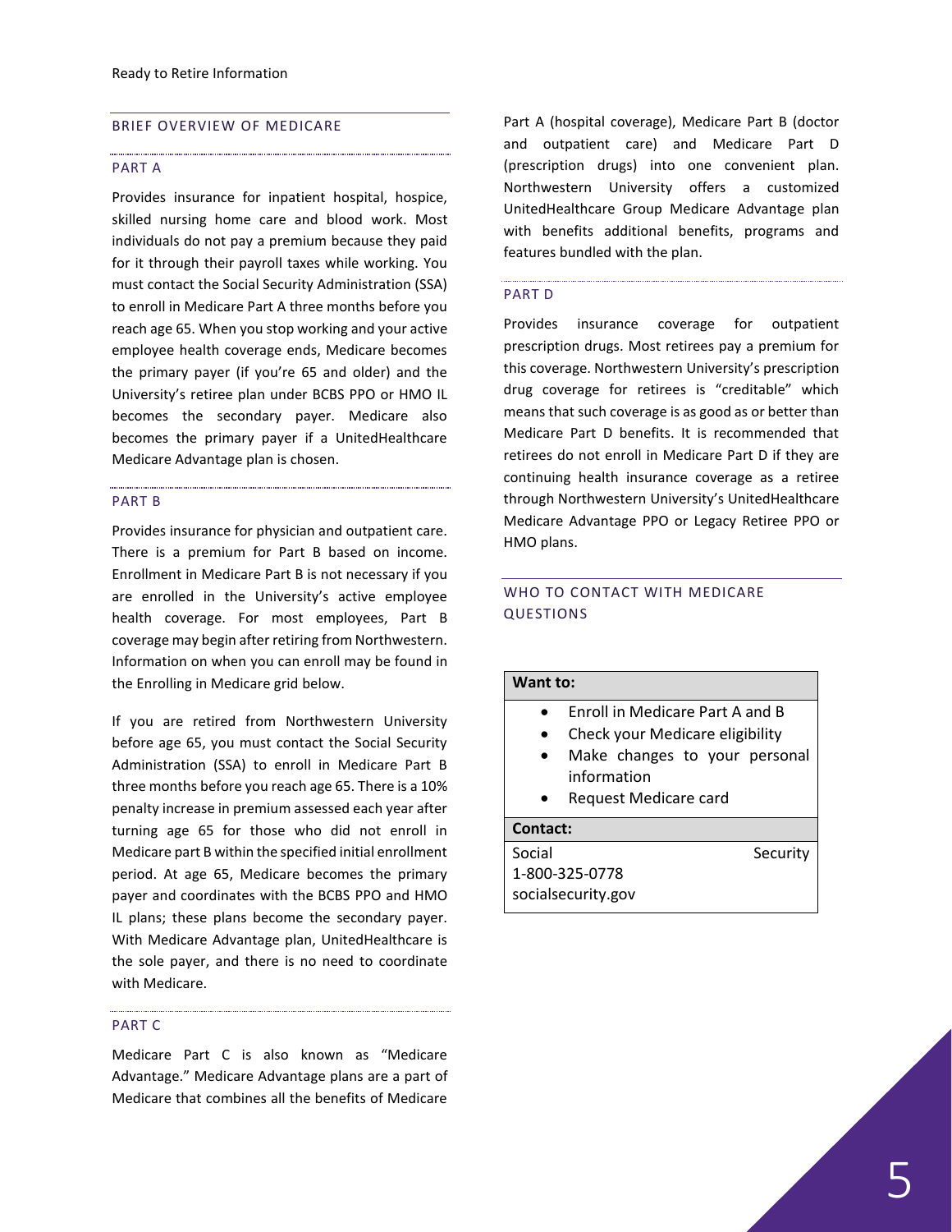## BRIEF OVERVIEW OF MEDICARE

### PART A

Provides insurance for inpatient hospital, hospice, skilled nursing home care and blood work. Most individuals do not pay a premium because they paid for it through their payroll taxes while working. You must contact the Social Security Administration (SSA) to enroll in Medicare Part A three months before you reach age 65. When you stop working and your active employee health coverage ends, Medicare becomes the primary payer (if you're 65 and older) and the University's retiree plan under BCBS PPO or HMO IL becomes the secondary payer. Medicare also becomes the primary payer if a UnitedHealthcare Medicare Advantage plan is chosen.

### PART B

Provides insurance for physician and outpatient care. There is a premium for Part B based on income. Enrollment in Medicare Part B is not necessary if you are enrolled in the University's active employee health coverage. For most employees, Part B coverage may begin after retiring from Northwestern. Information on when you can enroll may be found in the Enrolling in Medicare grid below.

If you are retired from Northwestern University before age 65, you must contact the Social Security Administration (SSA) to enroll in Medicare Part B three months before you reach age 65. There is a 10% penalty increase in premium assessed each year after turning age 65 for those who did not enroll in Medicare part B within the specified initial enrollment period. At age 65, Medicare becomes the primary payer and coordinates with the BCBS PPO and HMO IL plans; these plans become the secondary payer. With Medicare Advantage plan, UnitedHealthcare is the sole payer, and there is no need to coordinate with Medicare.

### PART C

Medicare Part C is also known as "Medicare Advantage." Medicare Advantage plans are a part of Medicare that combines all the benefits of Medicare Part A (hospital coverage), Medicare Part B (doctor and outpatient care) and Medicare Part D (prescription drugs) into one convenient plan. Northwestern University offers a customized UnitedHealthcare Group Medicare Advantage plan with benefits additional benefits, programs and features bundled with the plan.

### PART D

Provides insurance coverage for outpatient prescription drugs. Most retirees pay a premium for this coverage. Northwestern University's prescription drug coverage for retirees is "creditable" which means that such coverage is as good as or better than Medicare Part D benefits. It is recommended that retirees do not enroll in Medicare Part D if they are continuing health insurance coverage as a retiree through Northwestern University's UnitedHealthcare Medicare Advantage PPO or Legacy Retiree PPO or HMO plans.

## WHO TO CONTACT WITH MEDICARE QUESTIONS

| **Want to:** |
| --- |
| • Enroll in Medicare Part A and B<br>• Check your Medicare eligibility<br>• Make changes to your personal information<br>• Request Medicare card |
| **Contact:** |
| Social Security<br>1-800-325-0778<br>socialsecurity.gov |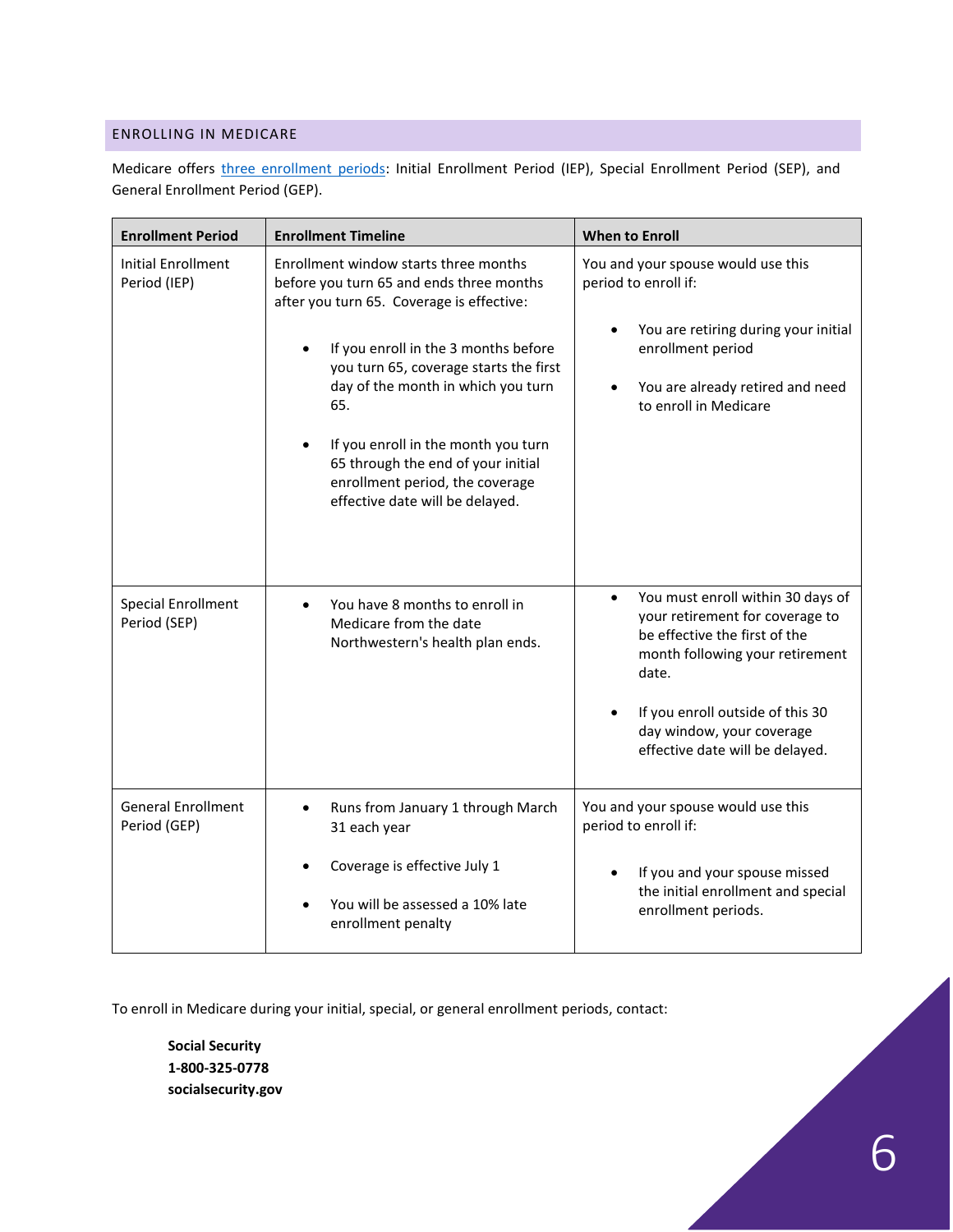## ENROLLING IN MEDICARE

Medicare offers [three enrollment periods]: Initial Enrollment Period (IEP), Special Enrollment Period (SEP), and General Enrollment Period (GEP).

| Enrollment Period | Enrollment Timeline | When to Enroll |
|---|---|---|
| Initial Enrollment Period (IEP) | Enrollment window starts three months before you turn 65 and ends three months after you turn 65. Coverage is effective:<br>• If you enroll in the 3 months before you turn 65, coverage starts the first day of the month in which you turn 65.<br>• If you enroll in the month you turn 65 through the end of your initial enrollment period, the coverage effective date will be delayed. | You and your spouse would use this period to enroll if:<br>• You are retiring during your initial enrollment period<br>• You are already retired and need to enroll in Medicare |
| Special Enrollment Period (SEP) | • You have 8 months to enroll in Medicare from the date Northwestern's health plan ends. | • You must enroll within 30 days of your retirement for coverage to be effective the first of the month following your retirement date.<br>• If you enroll outside of this 30 day window, your coverage effective date will be delayed. |
| General Enrollment Period (GEP) | • Runs from January 1 through March 31 each year<br>• Coverage is effective July 1<br>• You will be assessed a 10% late enrollment penalty | You and your spouse would use this period to enroll if:<br>• If you and your spouse missed the initial enrollment and special enrollment periods. |

To enroll in Medicare during your initial, special, or general enrollment periods, contact:

**Social Security**  
**1-800-325-0778**  
**socialsecurity.gov**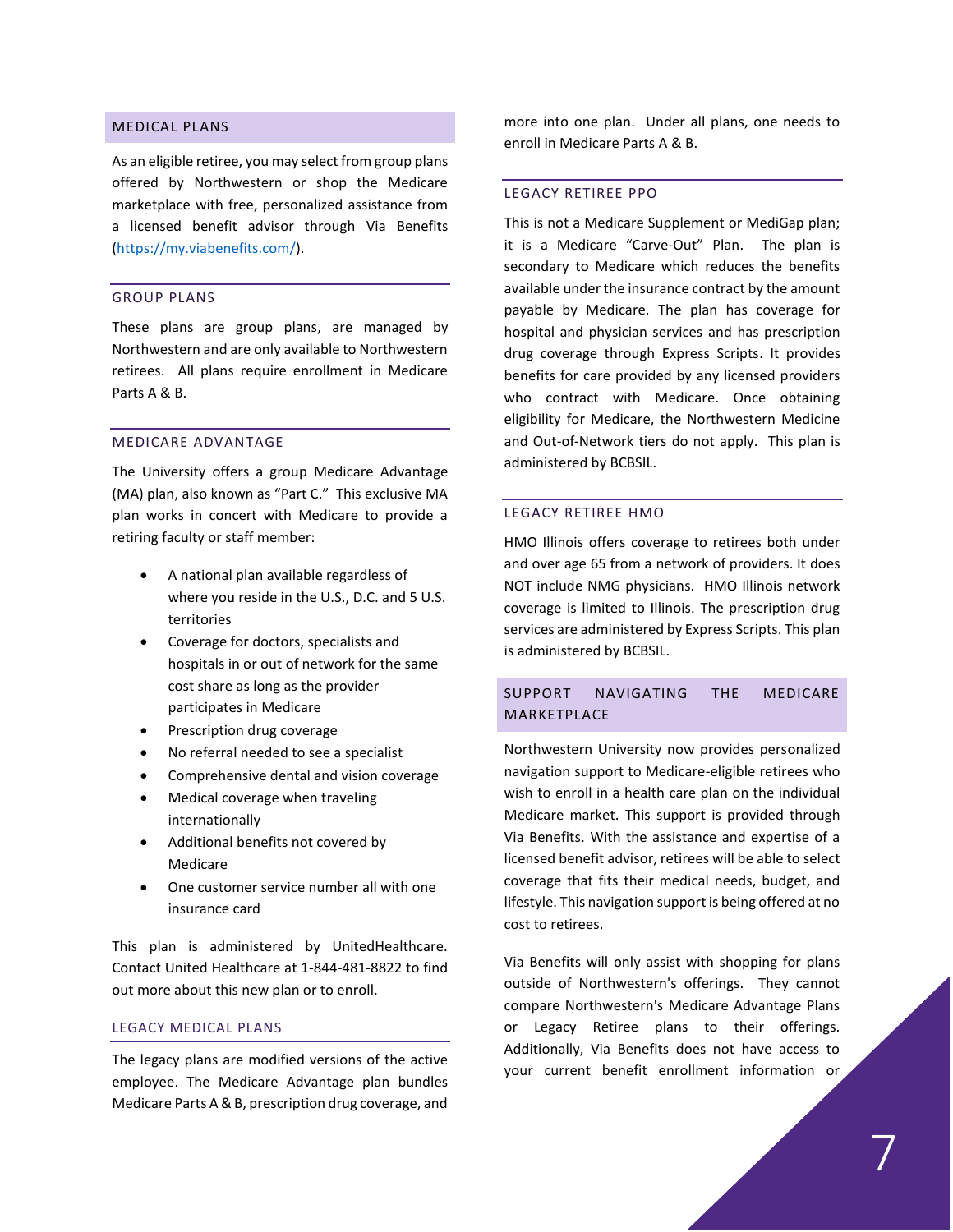## MEDICAL PLANS

As an eligible retiree, you may select from group plans offered by Northwestern or shop the Medicare marketplace with free, personalized assistance from a licensed benefit advisor through Via Benefits (https://my.viabenefits.com/).

### GROUP PLANS

These plans are group plans, are managed by Northwestern and are only available to Northwestern retirees. All plans require enrollment in Medicare Parts A & B.

### MEDICARE ADVANTAGE

The University offers a group Medicare Advantage (MA) plan, also known as "Part C." This exclusive MA plan works in concert with Medicare to provide a retiring faculty or staff member:

- A national plan available regardless of where you reside in the U.S., D.C. and 5 U.S. territories
- Coverage for doctors, specialists and hospitals in or out of network for the same cost share as long as the provider participates in Medicare
- Prescription drug coverage
- No referral needed to see a specialist
- Comprehensive dental and vision coverage
- Medical coverage when traveling internationally
- Additional benefits not covered by Medicare
- One customer service number all with one insurance card

This plan is administered by UnitedHealthcare. Contact United Healthcare at 1-844-481-8822 to find out more about this new plan or to enroll.

### LEGACY MEDICAL PLANS

The legacy plans are modified versions of the active employee. The Medicare Advantage plan bundles Medicare Parts A & B, prescription drug coverage, and more into one plan. Under all plans, one needs to enroll in Medicare Parts A & B.

### LEGACY RETIREE PPO

This is not a Medicare Supplement or MediGap plan; it is a Medicare "Carve-Out" Plan. The plan is secondary to Medicare which reduces the benefits available under the insurance contract by the amount payable by Medicare. The plan has coverage for hospital and physician services and has prescription drug coverage through Express Scripts. It provides benefits for care provided by any licensed providers who contract with Medicare. Once obtaining eligibility for Medicare, the Northwestern Medicine and Out-of-Network tiers do not apply. This plan is administered by BCBSIL.

### LEGACY RETIREE HMO

HMO Illinois offers coverage to retirees both under and over age 65 from a network of providers. It does NOT include NMG physicians. HMO Illinois network coverage is limited to Illinois. The prescription drug services are administered by Express Scripts. This plan is administered by BCBSIL.

## SUPPORT NAVIGATING THE MEDICARE MARKETPLACE

Northwestern University now provides personalized navigation support to Medicare-eligible retirees who wish to enroll in a health care plan on the individual Medicare market. This support is provided through Via Benefits. With the assistance and expertise of a licensed benefit advisor, retirees will be able to select coverage that fits their medical needs, budget, and lifestyle. This navigation support is being offered at no cost to retirees.

Via Benefits will only assist with shopping for plans outside of Northwestern's offerings. They cannot compare Northwestern's Medicare Advantage Plans or Legacy Retiree plans to their offerings. Additionally, Via Benefits does not have access to your current benefit enrollment information or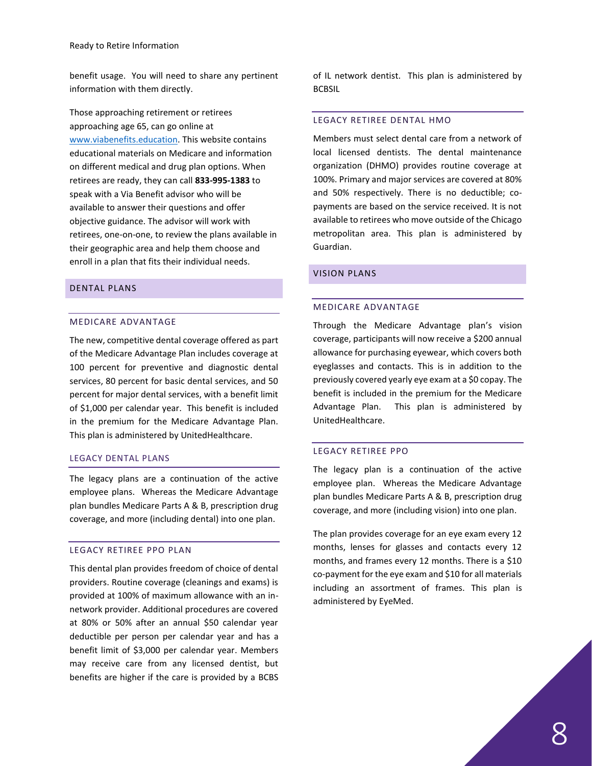benefit usage. You will need to share any pertinent information with them directly.

Those approaching retirement or retirees approaching age 65, can go online at [www.viabenefits.education](http://www.viabenefits.education). This website contains educational materials on Medicare and information on different medical and drug plan options. When retirees are ready, they can call **833-995-1383** to speak with a Via Benefit advisor who will be available to answer their questions and offer objective guidance. The advisor will work with retirees, one-on-one, to review the plans available in their geographic area and help them choose and enroll in a plan that fits their individual needs.

## DENTAL PLANS

### MEDICARE ADVANTAGE

The new, competitive dental coverage offered as part of the Medicare Advantage Plan includes coverage at 100 percent for preventive and diagnostic dental services, 80 percent for basic dental services, and 50 percent for major dental services, with a benefit limit of $1,000 per calendar year. This benefit is included in the premium for the Medicare Advantage Plan. This plan is administered by UnitedHealthcare.

### LEGACY DENTAL PLANS

The legacy plans are a continuation of the active employee plans. Whereas the Medicare Advantage plan bundles Medicare Parts A & B, prescription drug coverage, and more (including dental) into one plan.

### LEGACY RETIREE PPO PLAN

This dental plan provides freedom of choice of dental providers. Routine coverage (cleanings and exams) is provided at 100% of maximum allowance with an in-network provider. Additional procedures are covered at 80% or 50% after an annual $50 calendar year deductible per person per calendar year and has a benefit limit of $3,000 per calendar year. Members may receive care from any licensed dentist, but benefits are higher if the care is provided by a BCBS of IL network dentist. This plan is administered by BCBSIL

### LEGACY RETIREE DENTAL HMO

Members must select dental care from a network of local licensed dentists. The dental maintenance organization (DHMO) provides routine coverage at 100%. Primary and major services are covered at 80% and 50% respectively. There is no deductible; co-payments are based on the service received. It is not available to retirees who move outside of the Chicago metropolitan area. This plan is administered by Guardian.

## VISION PLANS

### MEDICARE ADVANTAGE

Through the Medicare Advantage plan's vision coverage, participants will now receive a $200 annual allowance for purchasing eyewear, which covers both eyeglasses and contacts. This is in addition to the previously covered yearly eye exam at a $0 copay. The benefit is included in the premium for the Medicare Advantage Plan. This plan is administered by UnitedHealthcare.

### LEGACY RETIREE PPO

The legacy plan is a continuation of the active employee plan. Whereas the Medicare Advantage plan bundles Medicare Parts A & B, prescription drug coverage, and more (including vision) into one plan.

The plan provides coverage for an eye exam every 12 months, lenses for glasses and contacts every 12 months, and frames every 12 months. There is a $10 co-payment for the eye exam and $10 for all materials including an assortment of frames. This plan is administered by EyeMed.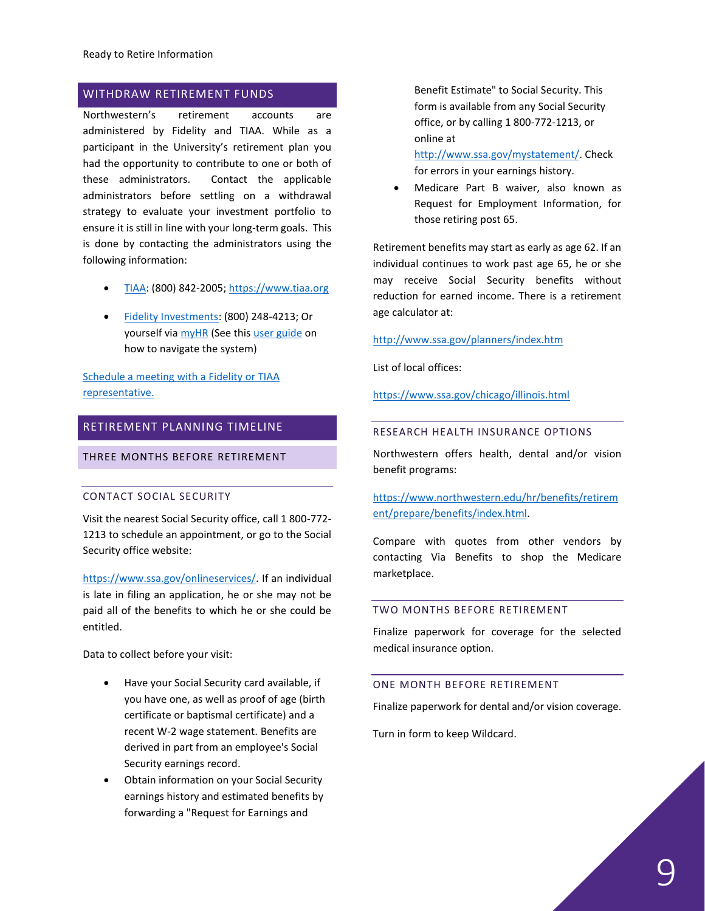## WITHDRAW RETIREMENT FUNDS

Northwestern's retirement accounts are administered by Fidelity and TIAA. While as a participant in the University's retirement plan you had the opportunity to contribute to one or both of these administrators. Contact the applicable administrators before settling on a withdrawal strategy to evaluate your investment portfolio to ensure it is still in line with your long-term goals. This is done by contacting the administrators using the following information:

- [TIAA](https://www.tiaa.org): (800) 842-2005; [https://www.tiaa.org](https://www.tiaa.org)
- Fidelity Investments: (800) 248-4213; Or yourself via myHR (See this user guide on how to navigate the system)

Schedule a meeting with a Fidelity or TIAA representative.

## RETIREMENT PLANNING TIMELINE

### THREE MONTHS BEFORE RETIREMENT

#### CONTACT SOCIAL SECURITY

Visit the nearest Social Security office, call 1 800-772-1213 to schedule an appointment, or go to the Social Security office website:

[https://www.ssa.gov/onlineservices/](https://www.ssa.gov/onlineservices/). If an individual is late in filing an application, he or she may not be paid all of the benefits to which he or she could be entitled.

Data to collect before your visit:

- Have your Social Security card available, if you have one, as well as proof of age (birth certificate or baptismal certificate) and a recent W-2 wage statement. Benefits are derived in part from an employee's Social Security earnings record.
- Obtain information on your Social Security earnings history and estimated benefits by forwarding a "Request for Earnings and Benefit Estimate" to Social Security. This form is available from any Social Security office, or by calling 1 800-772-1213, or online at [http://www.ssa.gov/mystatement/](http://www.ssa.gov/mystatement/). Check for errors in your earnings history.
- Medicare Part B waiver, also known as Request for Employment Information, for those retiring post 65.

Retirement benefits may start as early as age 62. If an individual continues to work past age 65, he or she may receive Social Security benefits without reduction for earned income. There is a retirement age calculator at:

[http://www.ssa.gov/planners/index.htm](http://www.ssa.gov/planners/index.htm)

List of local offices:

[https://www.ssa.gov/chicago/illinois.html](https://www.ssa.gov/chicago/illinois.html)

#### RESEARCH HEALTH INSURANCE OPTIONS

Northwestern offers health, dental and/or vision benefit programs:

[https://www.northwestern.edu/hr/benefits/retirement/prepare/benefits/index.html](https://www.northwestern.edu/hr/benefits/retirement/prepare/benefits/index.html).

Compare with quotes from other vendors by contacting Via Benefits to shop the Medicare marketplace.

### TWO MONTHS BEFORE RETIREMENT

Finalize paperwork for coverage for the selected medical insurance option.

### ONE MONTH BEFORE RETIREMENT

Finalize paperwork for dental and/or vision coverage.

Turn in form to keep Wildcard.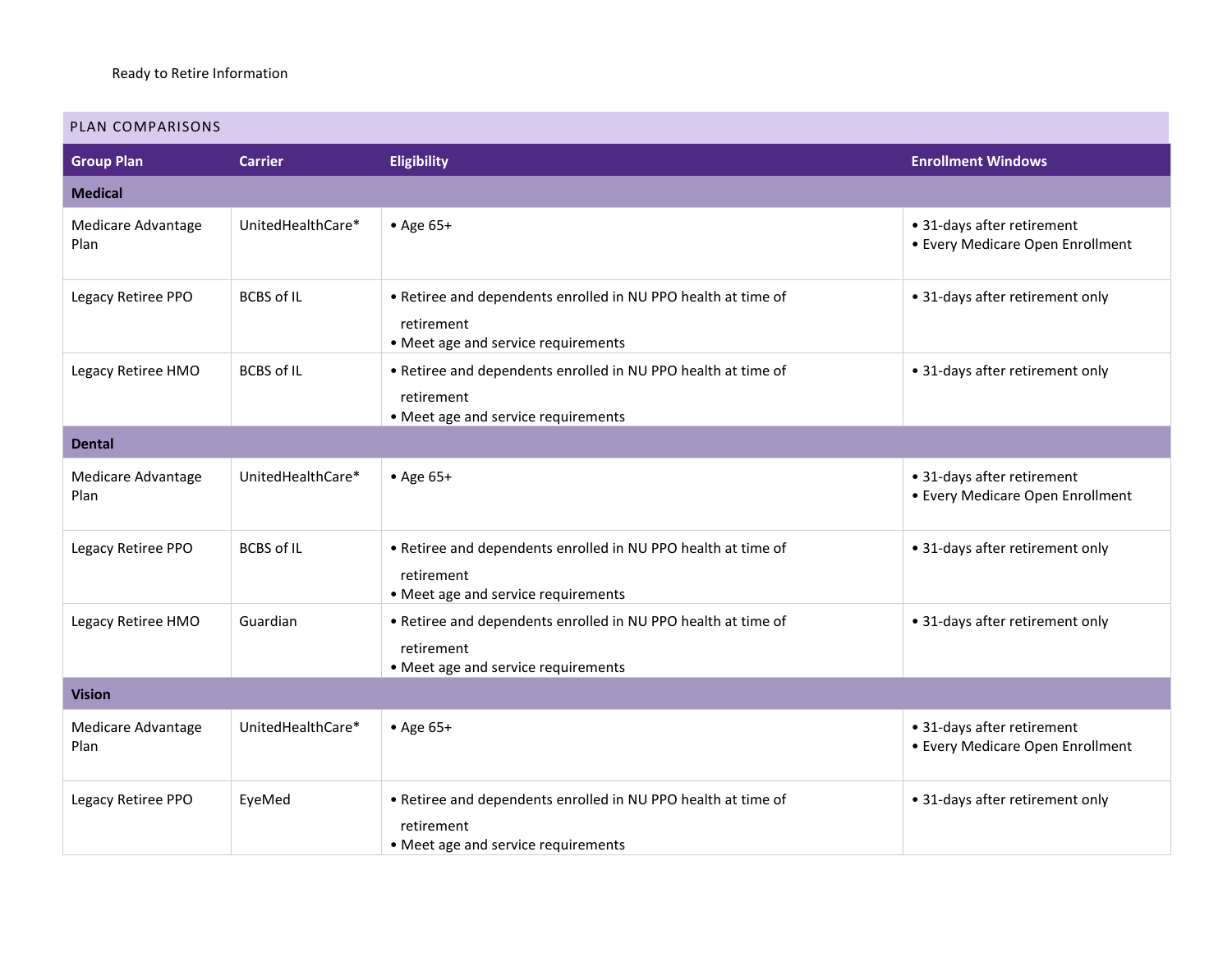Ready to Retire Information

| PLAN COMPARISONS | | | |
|---|---|---|---|
| **Group Plan** | **Carrier** | **Eligibility** | **Enrollment Windows** |
| **Medical** | | | |
| Medicare Advantage Plan | UnitedHealthCare* | • Age 65+ | • 31-days after retirement<br>• Every Medicare Open Enrollment |
| Legacy Retiree PPO | BCBS of IL | • Retiree and dependents enrolled in NU PPO health at time of retirement<br>• Meet age and service requirements | • 31-days after retirement only |
| Legacy Retiree HMO | BCBS of IL | • Retiree and dependents enrolled in NU PPO health at time of retirement<br>• Meet age and service requirements | • 31-days after retirement only |
| **Dental** | | | |
| Medicare Advantage Plan | UnitedHealthCare* | • Age 65+ | • 31-days after retirement<br>• Every Medicare Open Enrollment |
| Legacy Retiree PPO | BCBS of IL | • Retiree and dependents enrolled in NU PPO health at time of retirement<br>• Meet age and service requirements | • 31-days after retirement only |
| Legacy Retiree HMO | Guardian | • Retiree and dependents enrolled in NU PPO health at time of retirement<br>• Meet age and service requirements | • 31-days after retirement only |
| **Vision** | | | |
| Medicare Advantage Plan | UnitedHealthCare* | • Age 65+ | • 31-days after retirement<br>• Every Medicare Open Enrollment |
| Legacy Retiree PPO | EyeMed | • Retiree and dependents enrolled in NU PPO health at time of retirement<br>• Meet age and service requirements | • 31-days after retirement only |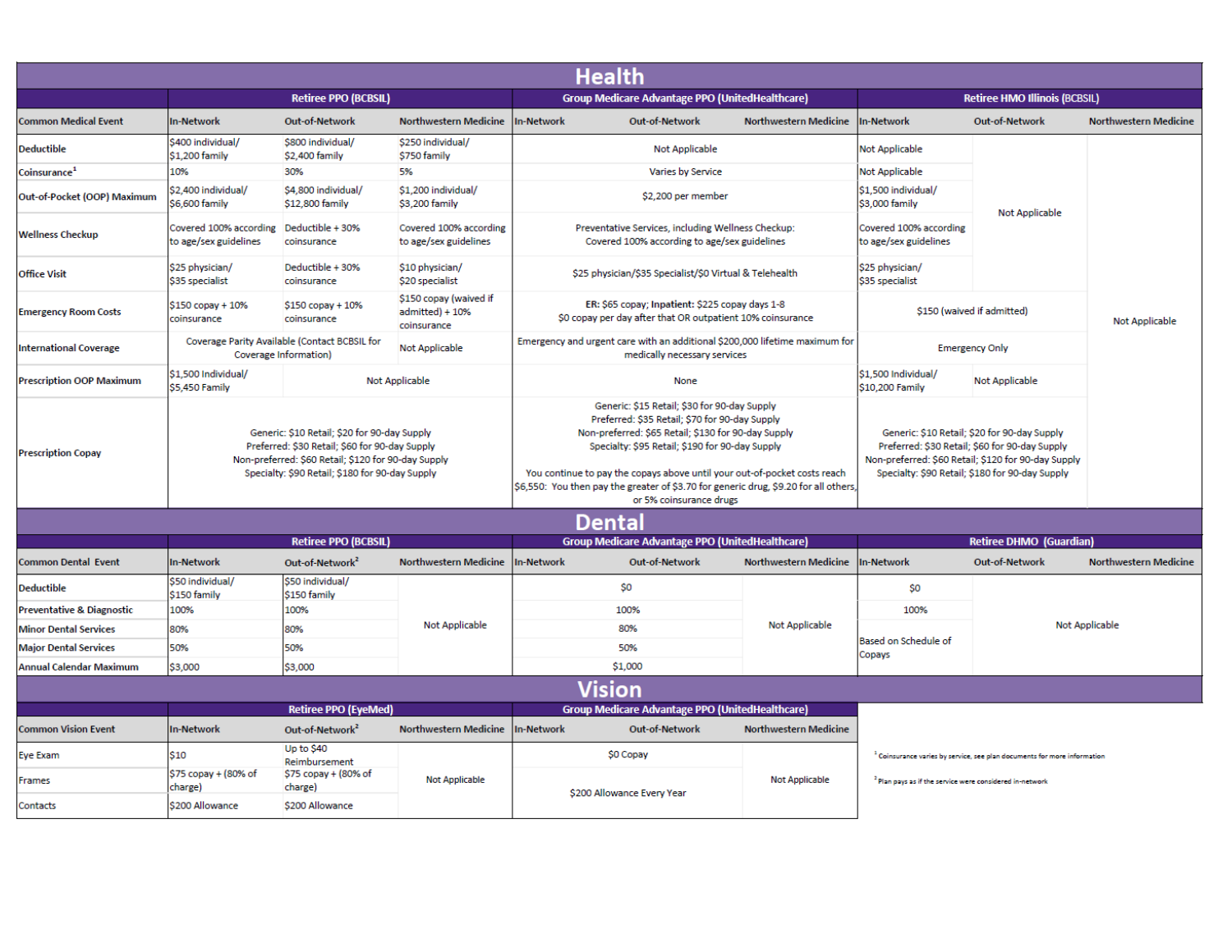## Health

| Common Medical Event | Retiree PPO (BCBSIL) In-Network | Retiree PPO (BCBSIL) Out-of-Network | Retiree PPO (BCBSIL) Northwestern Medicine | Group Medicare Advantage PPO (UnitedHealthcare) In-Network | Group Medicare Advantage PPO (UnitedHealthcare) Out-of-Network | Group Medicare Advantage PPO (UnitedHealthcare) Northwestern Medicine | Retiree HMO Illinois (BCBSIL) In-Network | Retiree HMO Illinois (BCBSIL) Out-of-Network | Retiree HMO Illinois (BCBSIL) Northwestern Medicine |
|---|---|---|---|---|---|---|---|---|---|
| Deductible | $400 individual/ $1,200 family | $800 individual/ $2,400 family | $250 individual/ $750 family | Not Applicable | | | Not Applicable | Not Applicable | Not Applicable |
| Coinsurance[1] | 10% | 30% | 5% | Varies by Service | | | Not Applicable | | |
| Out-of-Pocket (OOP) Maximum | $2,400 individual/ $6,600 family | $4,800 individual/ $12,800 family | $1,200 individual/ $3,200 family | $2,200 per member | | | $1,500 individual/ $3,000 family | | |
| Wellness Checkup | Covered 100% according to age/sex guidelines | Deductible + 30% coinsurance | Covered 100% according to age/sex guidelines | Preventative Services, including Wellness Checkup: Covered 100% according to age/sex guidelines | | | Covered 100% according to age/sex guidelines | | |
| Office Visit | $25 physician/ $35 specialist | Deductible + 30% coinsurance | $10 physician/ $20 specialist | $25 physician/$35 Specialist/$0 Virtual & Telehealth | | | $25 physician/ $35 specialist | | |
| Emergency Room Costs | $150 copay + 10% coinsurance | $150 copay + 10% coinsurance | $150 copay (waived if admitted) + 10% coinsurance | ER: $65 copay; **Inpatient:** $225 copay days 1-8 $0 copay per day after that OR outpatient 10% coinsurance | | | $150 (waived if admitted) | | |
| International Coverage | Coverage Parity Available (Contact BCBSIL for Coverage Information) | | Not Applicable | Emergency and urgent care with an additional $200,000 lifetime maximum for medically necessary services | | | Emergency Only | | |
| Prescription OOP Maximum | $1,500 Individual/ $5,450 Family | Not Applicable | | None | | | $1,500 Individual/ $10,200 Family | Not Applicable | |
| Prescription Copay | Generic: $10 Retail; $20 for 90-day Supply<br>Preferred: $30 Retail; $60 for 90-day Supply<br>Non-preferred: $60 Retail; $120 for 90-day Supply<br>Specialty: $90 Retail; $180 for 90-day Supply | | | Generic: $15 Retail; $30 for 90-day Supply<br>Preferred: $35 Retail; $70 for 90-day Supply<br>Non-preferred: $65 Retail; $130 for 90-day Supply<br>Specialty: $95 Retail; $190 for 90-day Supply<br><br>You continue to pay the copays above until your out-of-pocket costs reach $6,550: You then pay the greater of $3.70 for generic drug, $9.20 for all others, or 5% coinsurance drugs | | | Generic: $10 Retail; $20 for 90-day Supply<br>Preferred: $30 Retail; $60 for 90-day Supply<br>Non-preferred: $60 Retail; $120 for 90-day Supply<br>Specialty: $90 Retail; $180 for 90-day Supply | | |

## Dental

| Common Dental Event | Retiree PPO (BCBSIL) In-Network | Retiree PPO (BCBSIL) Out-of-Network[2] | Retiree PPO (BCBSIL) Northwestern Medicine | Group Medicare Advantage PPO (UnitedHealthcare) In-Network | Group Medicare Advantage PPO (UnitedHealthcare) Out-of-Network | Group Medicare Advantage PPO (UnitedHealthcare) Northwestern Medicine | Retiree DHMO (Guardian) In-Network | Retiree DHMO (Guardian) Out-of-Network | Retiree DHMO (Guardian) Northwestern Medicine |
|---|---|---|---|---|---|---|---|---|---|
| Deductible | $50 individual/ $150 family | $50 individual/ $150 family | Not Applicable | $0 | | Not Applicable | $0 | Not Applicable | |
| Preventative & Diagnostic | 100% | 100% | | 100% | | | 100% | | |
| Minor Dental Services | 80% | 80% | | 80% | | | Based on Schedule of Copays | | |
| Major Dental Services | 50% | 50% | | 50% | | | | | |
| Annual Calendar Maximum | $3,000 | $3,000 | | $1,000 | | | | | |

## Vision

| Common Vision Event | Retiree PPO (EyeMed) In-Network | Retiree PPO (EyeMed) Out-of-Network[2] | Retiree PPO (EyeMed) Northwestern Medicine | Group Medicare Advantage PPO (UnitedHealthcare) In-Network | Group Medicare Advantage PPO (UnitedHealthcare) Out-of-Network | Group Medicare Advantage PPO (UnitedHealthcare) Northwestern Medicine |
|---|---|---|---|---|---|---|
| Eye Exam | $10 | Up to $40 Reimbursement | Not Applicable | $0 Copay | | Not Applicable |
| Frames | $75 copay + (80% of charge) | $75 copay + (80% of charge) | | $200 Allowance Every Year | | |
| Contacts | $200 Allowance | $200 Allowance | | | | |

[1] Coinsurance varies by service, see plan documents for more information

[2] Plan pays as if the service were considered in-network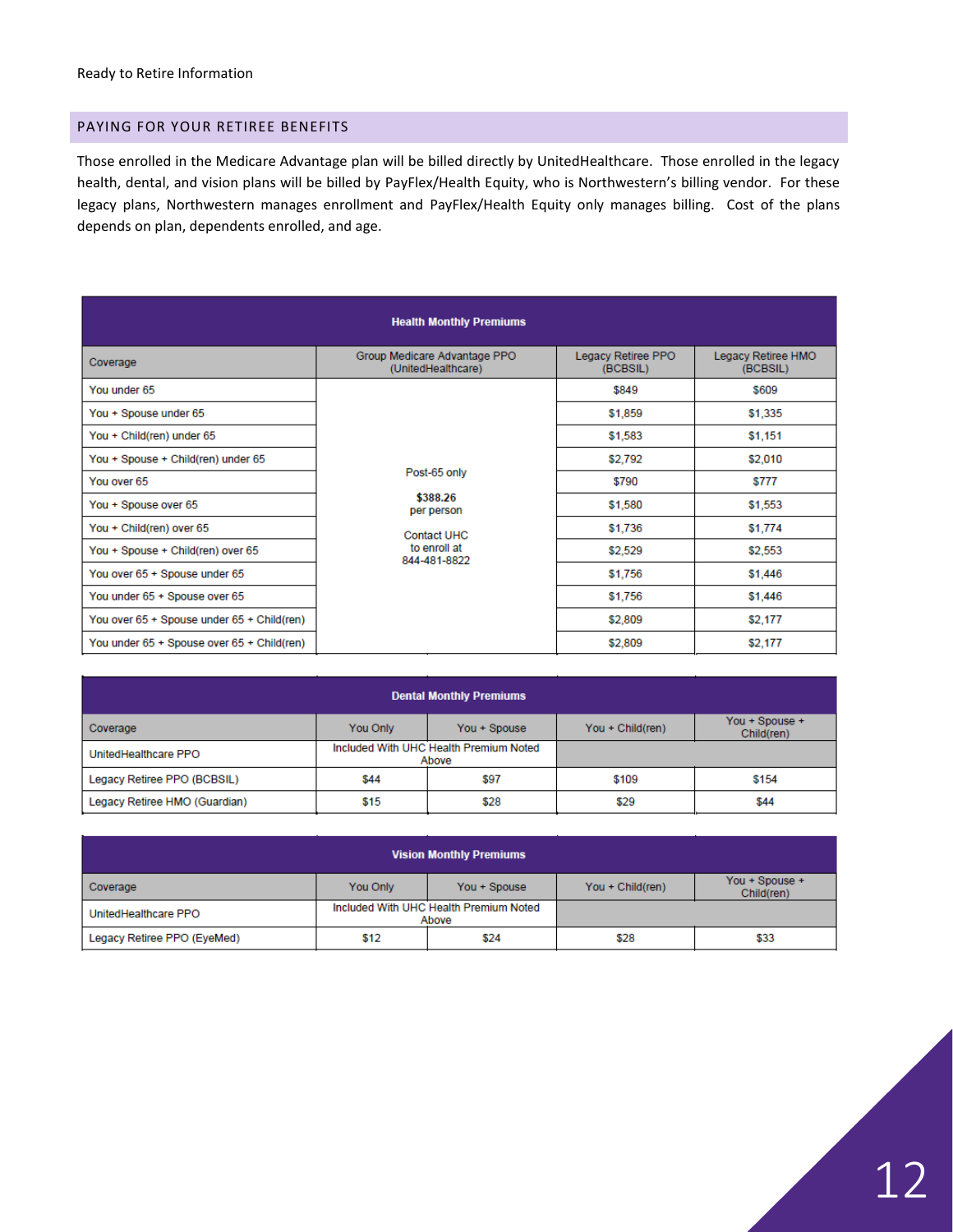## PAYING FOR YOUR RETIREE BENEFITS

Those enrolled in the Medicare Advantage plan will be billed directly by UnitedHealthcare. Those enrolled in the legacy health, dental, and vision plans will be billed by PayFlex/Health Equity, who is Northwestern's billing vendor. For these legacy plans, Northwestern manages enrollment and PayFlex/Health Equity only manages billing. Cost of the plans depends on plan, dependents enrolled, and age.

| Health Monthly Premiums | | | |
|---|---|---|---|
| Coverage | Group Medicare Advantage PPO (UnitedHealthcare) | Legacy Retiree PPO (BCBSIL) | Legacy Retiree HMO (BCBSIL) |
| You under 65 | Post-65 only **$388.26** per person Contact UHC to enroll at 844-481-8822 | $849 | $609 |
| You + Spouse under 65 | | $1,859 | $1,335 |
| You + Child(ren) under 65 | | $1,583 | $1,151 |
| You + Spouse + Child(ren) under 65 | | $2,792 | $2,010 |
| You over 65 | | $790 | $777 |
| You + Spouse over 65 | | $1,580 | $1,553 |
| You + Child(ren) over 65 | | $1,736 | $1,774 |
| You + Spouse + Child(ren) over 65 | | $2,529 | $2,553 |
| You over 65 + Spouse under 65 | | $1,756 | $1,446 |
| You under 65 + Spouse over 65 | | $1,756 | $1,446 |
| You over 65 + Spouse under 65 + Child(ren) | | $2,809 | $2,177 |
| You under 65 + Spouse over 65 + Child(ren) | | $2,809 | $2,177 |

| Dental Monthly Premiums | | | | |
|---|---|---|---|---|
| Coverage | You Only | You + Spouse | You + Child(ren) | You + Spouse + Child(ren) |
| UnitedHealthcare PPO | Included With UHC Health Premium Noted Above | | | |
| Legacy Retiree PPO (BCBSIL) | $44 | $97 | $109 | $154 |
| Legacy Retiree HMO (Guardian) | $15 | $28 | $29 | $44 |

| Vision Monthly Premiums | | | | |
|---|---|---|---|---|
| Coverage | You Only | You + Spouse | You + Child(ren) | You + Spouse + Child(ren) |
| UnitedHealthcare PPO | Included With UHC Health Premium Noted Above | | | |
| Legacy Retiree PPO (EyeMed) | $12 | $24 | $28 | $33 |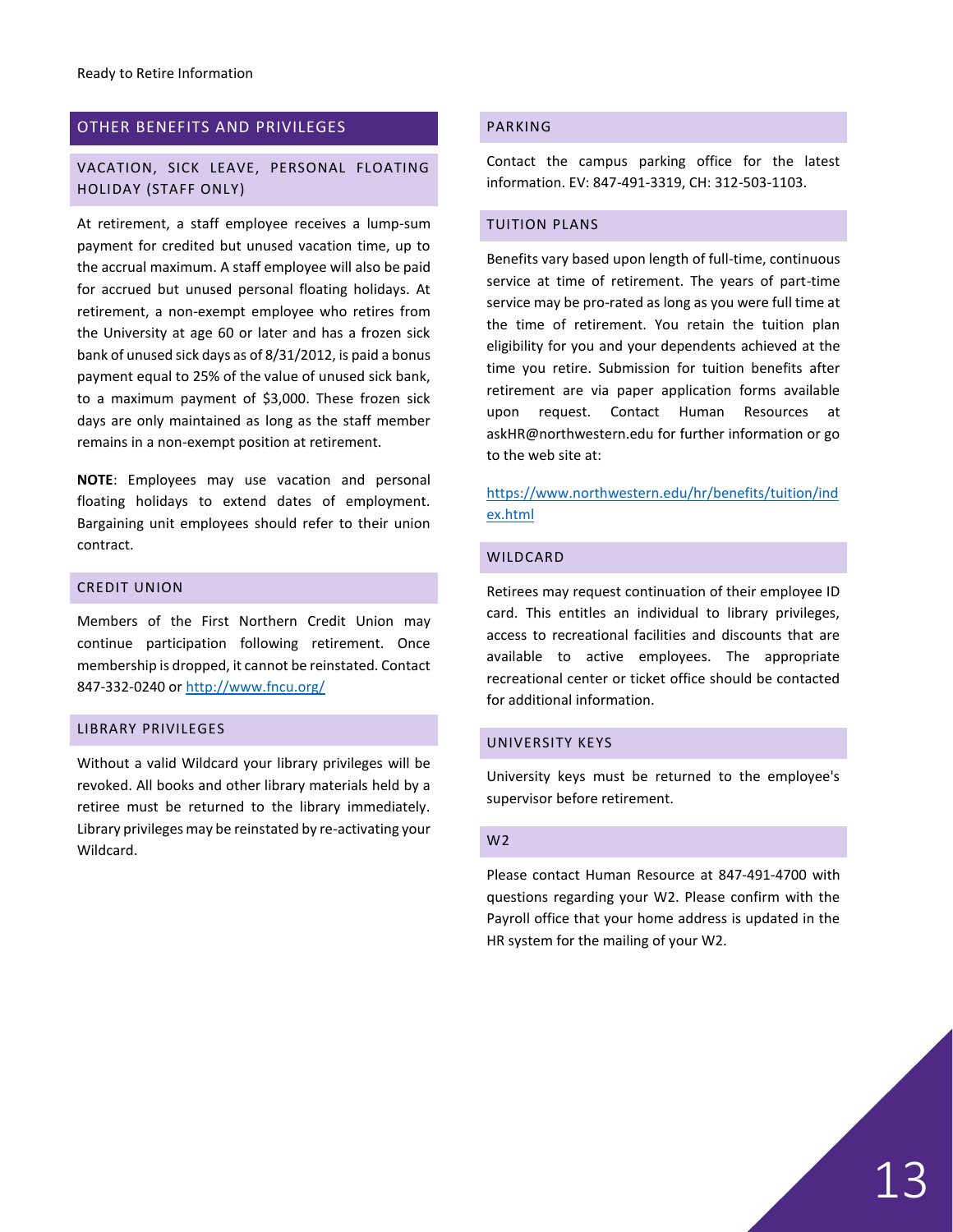## OTHER BENEFITS AND PRIVILEGES

### VACATION, SICK LEAVE, PERSONAL FLOATING HOLIDAY (STAFF ONLY)

At retirement, a staff employee receives a lump-sum payment for credited but unused vacation time, up to the accrual maximum. A staff employee will also be paid for accrued but unused personal floating holidays. At retirement, a non-exempt employee who retires from the University at age 60 or later and has a frozen sick bank of unused sick days as of 8/31/2012, is paid a bonus payment equal to 25% of the value of unused sick bank, to a maximum payment of $3,000. These frozen sick days are only maintained as long as the staff member remains in a non-exempt position at retirement.

**NOTE**: Employees may use vacation and personal floating holidays to extend dates of employment. Bargaining unit employees should refer to their union contract.

### CREDIT UNION

Members of the First Northern Credit Union may continue participation following retirement. Once membership is dropped, it cannot be reinstated. Contact 847-332-0240 or http://www.fncu.org/

### LIBRARY PRIVILEGES

Without a valid Wildcard your library privileges will be revoked. All books and other library materials held by a retiree must be returned to the library immediately. Library privileges may be reinstated by re-activating your Wildcard.

### PARKING

Contact the campus parking office for the latest information. EV: 847-491-3319, CH: 312-503-1103.

### TUITION PLANS

Benefits vary based upon length of full-time, continuous service at time of retirement. The years of part-time service may be pro-rated as long as you were full time at the time of retirement. You retain the tuition plan eligibility for you and your dependents achieved at the time you retire. Submission for tuition benefits after retirement are via paper application forms available upon request. Contact Human Resources at askHR@northwestern.edu for further information or go to the web site at:

https://www.northwestern.edu/hr/benefits/tuition/index.html

### WILDCARD

Retirees may request continuation of their employee ID card. This entitles an individual to library privileges, access to recreational facilities and discounts that are available to active employees. The appropriate recreational center or ticket office should be contacted for additional information.

### UNIVERSITY KEYS

University keys must be returned to the employee's supervisor before retirement.

### W2

Please contact Human Resource at 847-491-4700 with questions regarding your W2. Please confirm with the Payroll office that your home address is updated in the HR system for the mailing of your W2.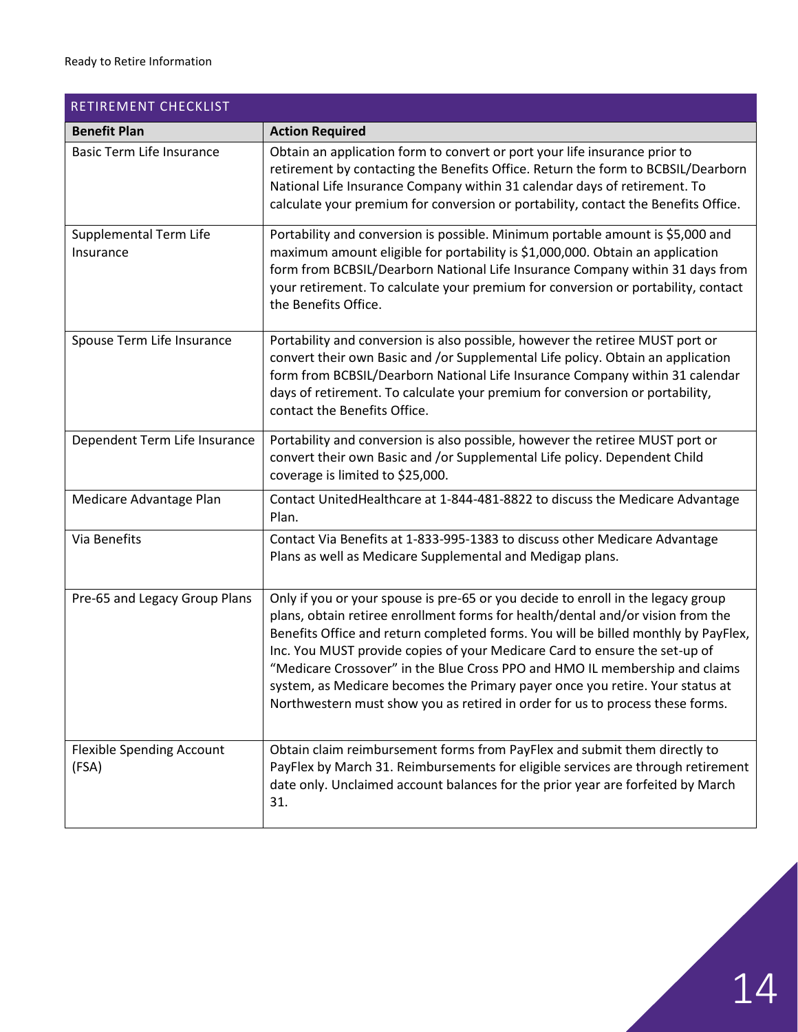| RETIREMENT CHECKLIST | |
|---|---|
| **Benefit Plan** | **Action Required** |
| Basic Term Life Insurance | Obtain an application form to convert or port your life insurance prior to retirement by contacting the Benefits Office. Return the form to BCBSIL/Dearborn National Life Insurance Company within 31 calendar days of retirement. To calculate your premium for conversion or portability, contact the Benefits Office. |
| Supplemental Term Life Insurance | Portability and conversion is possible. Minimum portable amount is $5,000 and maximum amount eligible for portability is $1,000,000. Obtain an application form from BCBSIL/Dearborn National Life Insurance Company within 31 days from your retirement. To calculate your premium for conversion or portability, contact the Benefits Office. |
| Spouse Term Life Insurance | Portability and conversion is also possible, however the retiree MUST port or convert their own Basic and /or Supplemental Life policy. Obtain an application form from BCBSIL/Dearborn National Life Insurance Company within 31 calendar days of retirement. To calculate your premium for conversion or portability, contact the Benefits Office. |
| Dependent Term Life Insurance | Portability and conversion is also possible, however the retiree MUST port or convert their own Basic and /or Supplemental Life policy. Dependent Child coverage is limited to $25,000. |
| Medicare Advantage Plan | Contact UnitedHealthcare at 1-844-481-8822 to discuss the Medicare Advantage Plan. |
| Via Benefits | Contact Via Benefits at 1-833-995-1383 to discuss other Medicare Advantage Plans as well as Medicare Supplemental and Medigap plans. |
| Pre-65 and Legacy Group Plans | Only if you or your spouse is pre-65 or you decide to enroll in the legacy group plans, obtain retiree enrollment forms for health/dental and/or vision from the Benefits Office and return completed forms. You will be billed monthly by PayFlex, Inc. You MUST provide copies of your Medicare Card to ensure the set-up of "Medicare Crossover" in the Blue Cross PPO and HMO IL membership and claims system, as Medicare becomes the Primary payer once you retire. Your status at Northwestern must show you as retired in order for us to process these forms. |
| Flexible Spending Account (FSA) | Obtain claim reimbursement forms from PayFlex and submit them directly to PayFlex by March 31. Reimbursements for eligible services are through retirement date only. Unclaimed account balances for the prior year are forfeited by March 31. |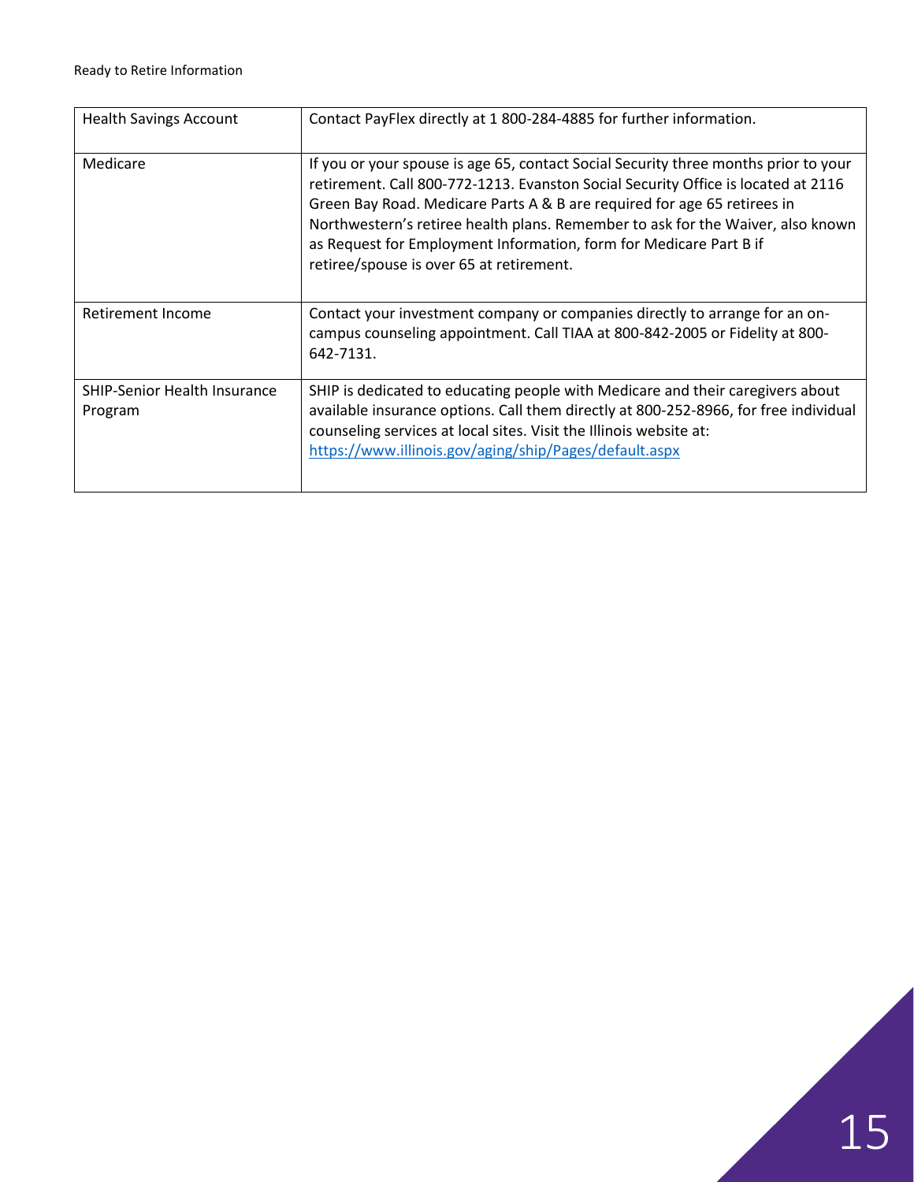| | |
|---|---|
| Health Savings Account | Contact PayFlex directly at 1 800-284-4885 for further information. |
| Medicare | If you or your spouse is age 65, contact Social Security three months prior to your retirement. Call 800-772-1213. Evanston Social Security Office is located at 2116 Green Bay Road. Medicare Parts A & B are required for age 65 retirees in Northwestern's retiree health plans. Remember to ask for the Waiver, also known as Request for Employment Information, form for Medicare Part B if retiree/spouse is over 65 at retirement. |
| Retirement Income | Contact your investment company or companies directly to arrange for an on-campus counseling appointment. Call TIAA at 800-842-2005 or Fidelity at 800-642-7131. |
| SHIP-Senior Health Insurance Program | SHIP is dedicated to educating people with Medicare and their caregivers about available insurance options. Call them directly at 800-252-8966, for free individual counseling services at local sites. Visit the Illinois website at: https://www.illinois.gov/aging/ship/Pages/default.aspx |